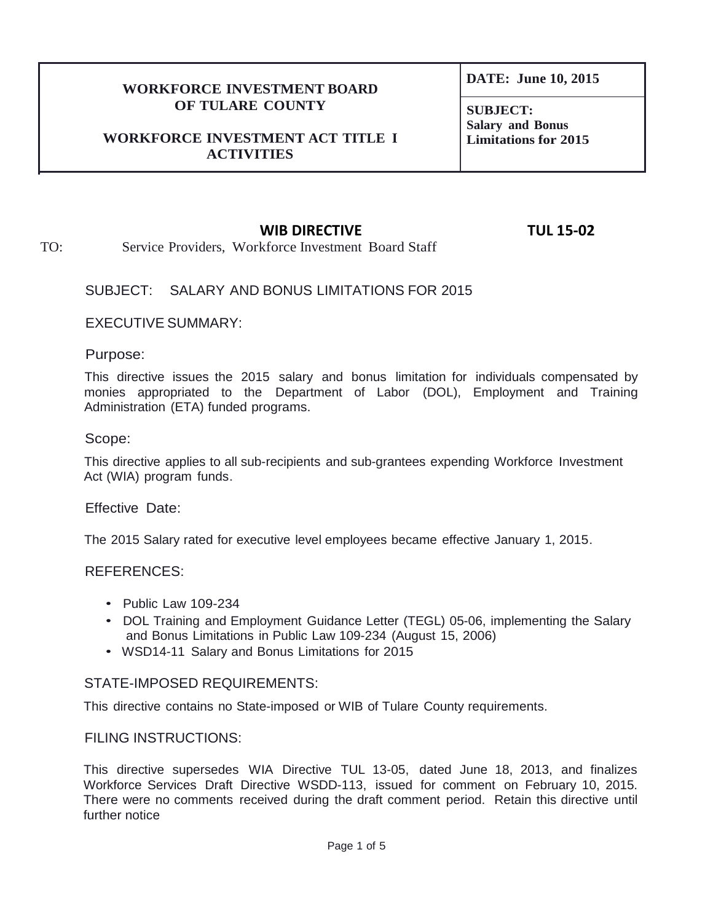| WORKFORCE INVESTMENT BOARD OF TULARE COUNTY<br><br>WORKFORCE INVESTMENT ACT TITLE I ACTIVITIES | **DATE: June 10, 2015** |
| --- | --- |
| | **SUBJECT: Salary and Bonus Limitations for 2015** |

**WIB DIRECTIVE** **TUL 15-02**

TO: Service Providers, Workforce Investment Board Staff

SUBJECT: SALARY AND BONUS LIMITATIONS FOR 2015

EXECUTIVE SUMMARY:

Purpose:

This directive issues the 2015 salary and bonus limitation for individuals compensated by monies appropriated to the Department of Labor (DOL), Employment and Training Administration (ETA) funded programs.

Scope:

This directive applies to all sub-recipients and sub-grantees expending Workforce Investment Act (WIA) program funds.

Effective Date:

The 2015 Salary rated for executive level employees became effective January 1, 2015.

REFERENCES:

- Public Law 109-234
- DOL Training and Employment Guidance Letter (TEGL) 05-06, implementing the Salary and Bonus Limitations in Public Law 109-234 (August 15, 2006)
- WSD14-11 Salary and Bonus Limitations for 2015

STATE-IMPOSED REQUIREMENTS:

This directive contains no State-imposed or WIB of Tulare County requirements.

FILING INSTRUCTIONS:

This directive supersedes WIA Directive TUL 13-05, dated June 18, 2013, and finalizes Workforce Services Draft Directive WSDD-113, issued for comment on February 10, 2015. There were no comments received during the draft comment period. Retain this directive until further notice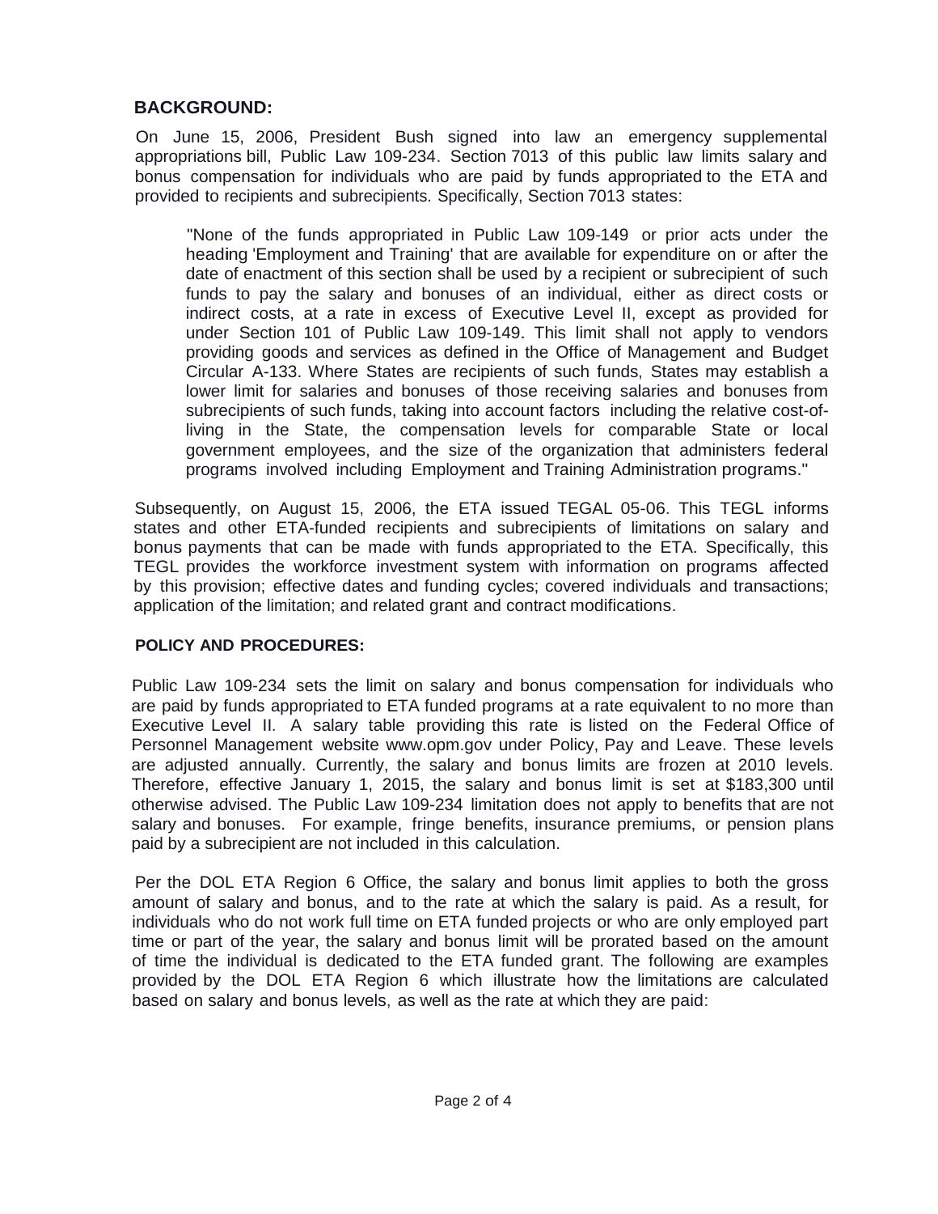## BACKGROUND:

On June 15, 2006, President Bush signed into law an emergency supplemental appropriations bill, Public Law 109-234. Section 7013 of this public law limits salary and bonus compensation for individuals who are paid by funds appropriated to the ETA and provided to recipients and subrecipients. Specifically, Section 7013 states:

> "None of the funds appropriated in Public Law 109-149 or prior acts under the heading 'Employment and Training' that are available for expenditure on or after the date of enactment of this section shall be used by a recipient or subrecipient of such funds to pay the salary and bonuses of an individual, either as direct costs or indirect costs, at a rate in excess of Executive Level II, except as provided for under Section 101 of Public Law 109-149. This limit shall not apply to vendors providing goods and services as defined in the Office of Management and Budget Circular A-133. Where States are recipients of such funds, States may establish a lower limit for salaries and bonuses of those receiving salaries and bonuses from subrecipients of such funds, taking into account factors including the relative cost-of-living in the State, the compensation levels for comparable State or local government employees, and the size of the organization that administers federal programs involved including Employment and Training Administration programs."

Subsequently, on August 15, 2006, the ETA issued TEGAL 05-06. This TEGL informs states and other ETA-funded recipients and subrecipients of limitations on salary and bonus payments that can be made with funds appropriated to the ETA. Specifically, this TEGL provides the workforce investment system with information on programs affected by this provision; effective dates and funding cycles; covered individuals and transactions; application of the limitation; and related grant and contract modifications.

## POLICY AND PROCEDURES:

Public Law 109-234 sets the limit on salary and bonus compensation for individuals who are paid by funds appropriated to ETA funded programs at a rate equivalent to no more than Executive Level II. A salary table providing this rate is listed on the Federal Office of Personnel Management website www.opm.gov under Policy, Pay and Leave. These levels are adjusted annually. Currently, the salary and bonus limits are frozen at 2010 levels. Therefore, effective January 1, 2015, the salary and bonus limit is set at $183,300 until otherwise advised. The Public Law 109-234 limitation does not apply to benefits that are not salary and bonuses. For example, fringe benefits, insurance premiums, or pension plans paid by a subrecipient are not included in this calculation.

Per the DOL ETA Region 6 Office, the salary and bonus limit applies to both the gross amount of salary and bonus, and to the rate at which the salary is paid. As a result, for individuals who do not work full time on ETA funded projects or who are only employed part time or part of the year, the salary and bonus limit will be prorated based on the amount of time the individual is dedicated to the ETA funded grant. The following are examples provided by the DOL ETA Region 6 which illustrate how the limitations are calculated based on salary and bonus levels, as well as the rate at which they are paid: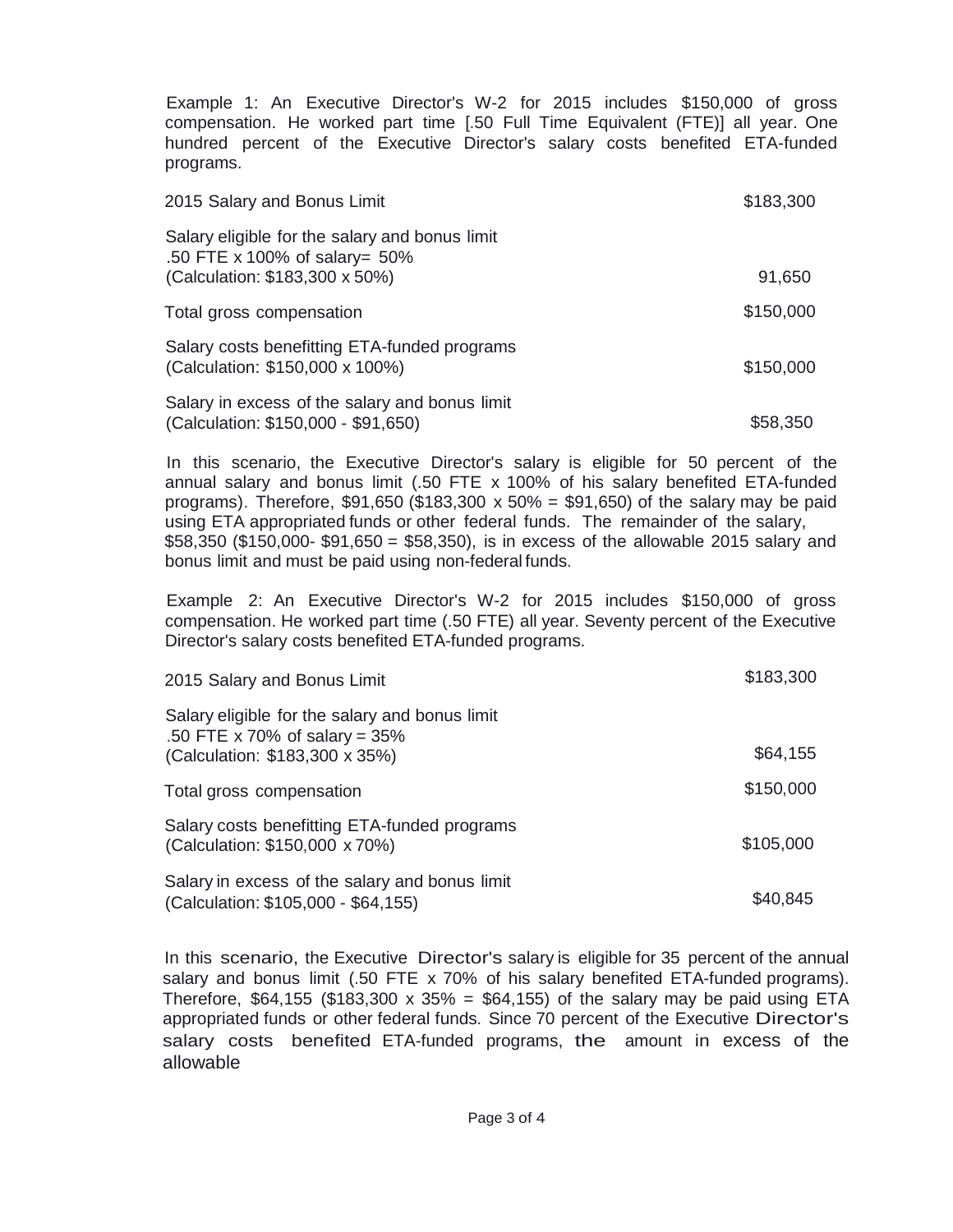Example 1: An Executive Director's W-2 for 2015 includes $150,000 of gross compensation. He worked part time [.50 Full Time Equivalent (FTE)] all year. One hundred percent of the Executive Director's salary costs benefited ETA-funded programs.

| | |
|---|---|
| 2015 Salary and Bonus Limit | $183,300 |
| Salary eligible for the salary and bonus limit<br>.50 FTE x 100% of salary= 50%<br>(Calculation: $183,300 x 50%) | 91,650 |
| Total gross compensation | $150,000 |
| Salary costs benefitting ETA-funded programs<br>(Calculation: $150,000 x 100%) | $150,000 |
| Salary in excess of the salary and bonus limit<br>(Calculation: $150,000 - $91,650) | $58,350 |

In this scenario, the Executive Director's salary is eligible for 50 percent of the annual salary and bonus limit (.50 FTE x 100% of his salary benefited ETA-funded programs). Therefore, $91,650 ($183,300 x 50% = $91,650) of the salary may be paid using ETA appropriated funds or other federal funds. The remainder of the salary, $58,350 ($150,000- $91,650 = $58,350), is in excess of the allowable 2015 salary and bonus limit and must be paid using non-federal funds.

Example 2: An Executive Director's W-2 for 2015 includes $150,000 of gross compensation. He worked part time (.50 FTE) all year. Seventy percent of the Executive Director's salary costs benefited ETA-funded programs.

| | |
|---|---|
| 2015 Salary and Bonus Limit | $183,300 |
| Salary eligible for the salary and bonus limit<br>.50 FTE x 70% of salary = 35%<br>(Calculation: $183,300 x 35%) | $64,155 |
| Total gross compensation | $150,000 |
| Salary costs benefitting ETA-funded programs<br>(Calculation: $150,000 x 70%) | $105,000 |
| Salary in excess of the salary and bonus limit<br>(Calculation: $105,000 - $64,155) | $40,845 |

In this scenario, the Executive Director's salary is eligible for 35 percent of the annual salary and bonus limit (.50 FTE x 70% of his salary benefited ETA-funded programs). Therefore, $64,155 ($183,300 x 35% = $64,155) of the salary may be paid using ETA appropriated funds or other federal funds. Since 70 percent of the Executive Director's salary costs benefited ETA-funded programs, the amount in excess of the allowable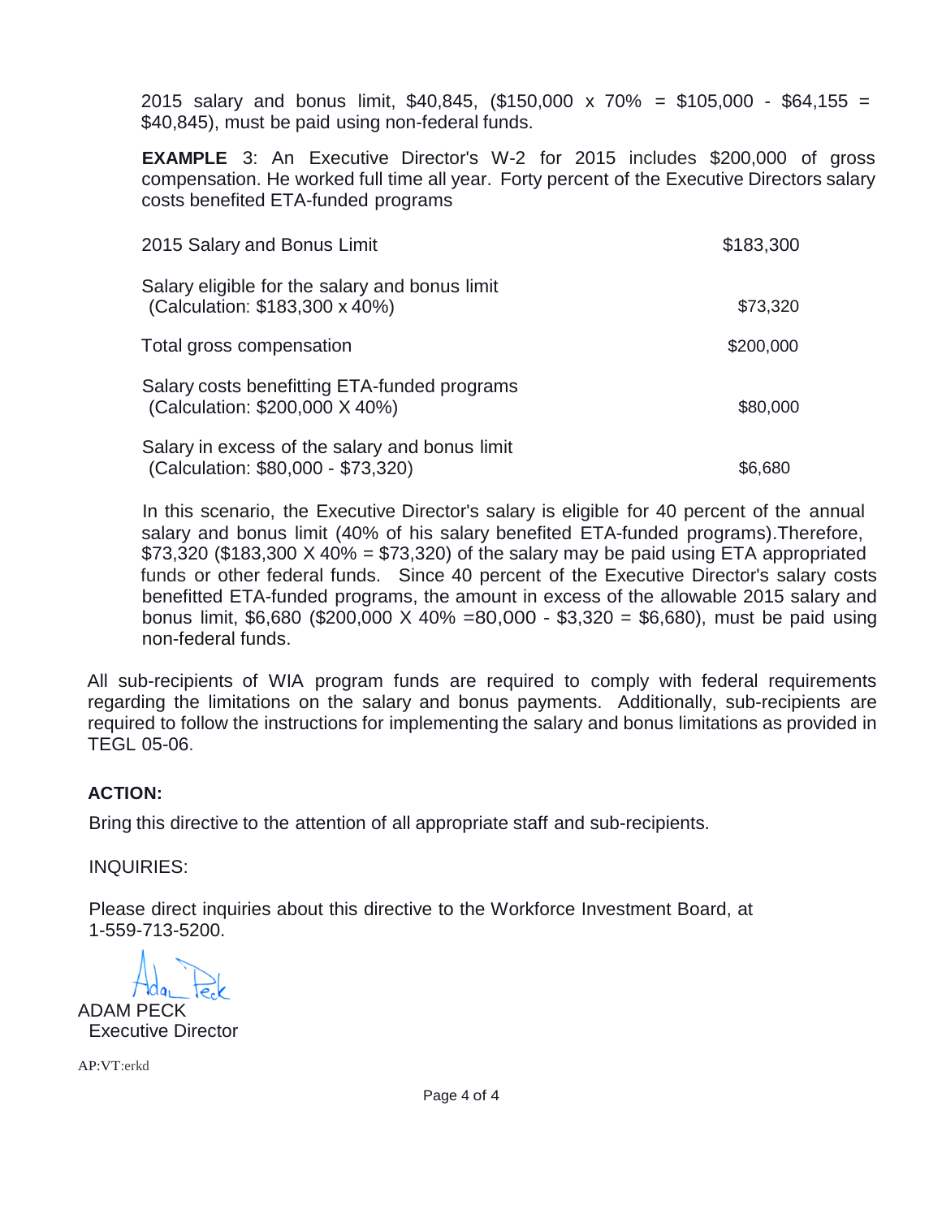2015 salary and bonus limit, $40,845, ($150,000 x 70% = $105,000 - $64,155 = $40,845), must be paid using non-federal funds.

**EXAMPLE** 3: An Executive Director's W-2 for 2015 includes $200,000 of gross compensation. He worked full time all year. Forty percent of the Executive Directors salary costs benefited ETA-funded programs

| | |
|---|---|
| 2015 Salary and Bonus Limit | $183,300 |
| Salary eligible for the salary and bonus limit (Calculation: $183,300 x 40%) | $73,320 |
| Total gross compensation | $200,000 |
| Salary costs benefitting ETA-funded programs (Calculation: $200,000 X 40%) | $80,000 |
| Salary in excess of the salary and bonus limit (Calculation: $80,000 - $73,320) | $6,680 |

In this scenario, the Executive Director's salary is eligible for 40 percent of the annual salary and bonus limit (40% of his salary benefited ETA-funded programs).Therefore, $73,320 ($183,300 X 40% = $73,320) of the salary may be paid using ETA appropriated funds or other federal funds. Since 40 percent of the Executive Director's salary costs benefitted ETA-funded programs, the amount in excess of the allowable 2015 salary and bonus limit, $6,680 ($200,000 X 40% =80,000 - $3,320 = $6,680), must be paid using non-federal funds.

All sub-recipients of WIA program funds are required to comply with federal requirements regarding the limitations on the salary and bonus payments. Additionally, sub-recipients are required to follow the instructions for implementing the salary and bonus limitations as provided in TEGL 05-06.

**ACTION:**

Bring this directive to the attention of all appropriate staff and sub-recipients.

INQUIRIES:

Please direct inquiries about this directive to the Workforce Investment Board, at 1-559-713-5200.

Adam Peck

ADAM PECK
Executive Director

AP:VT:erkd